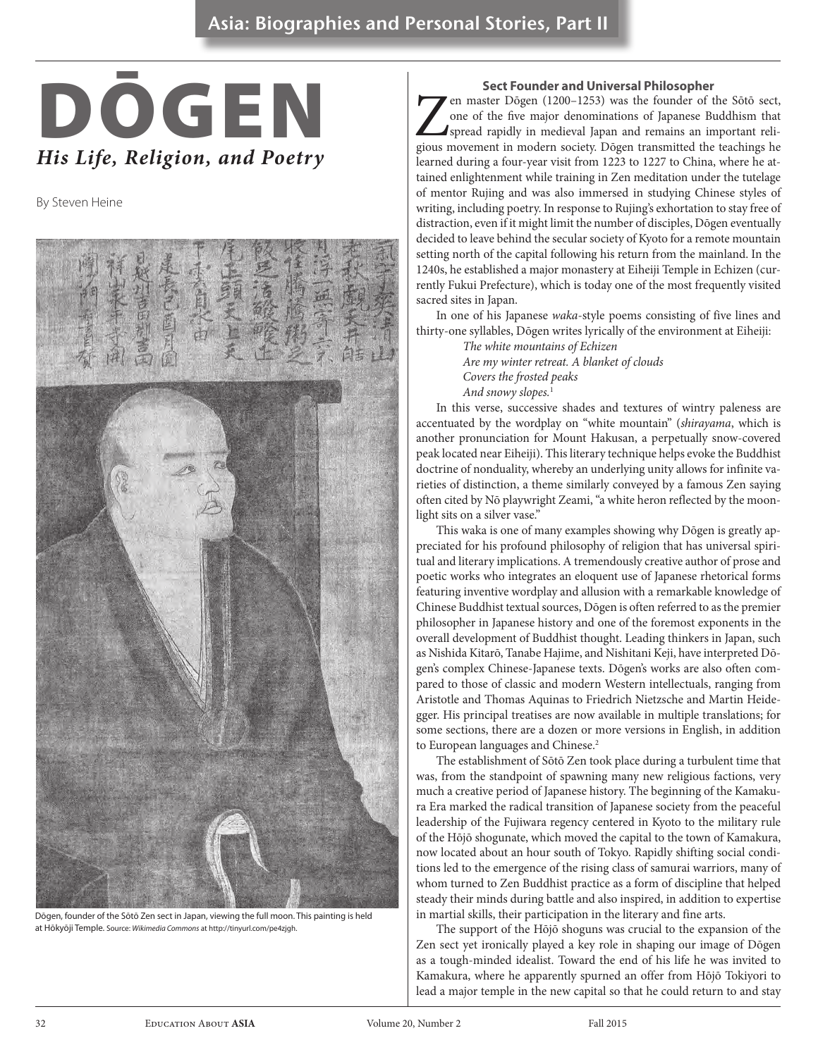# DŌGEN

## *His Life, Religion, and Poetry*

By Steven Heine

Dōgen, founder of the Sōtō Zen sect in Japan, viewing the full moon. This painting is held at Hōkyōji Temple. Source: *Wikimedia Commons* at http://tinyurl.com/pe4zjgh.

### Sect Founder and Universal Philosopher

Zen master Dōgen (1200–1253) was the founder of the Sōtō sect, one of the five major denominations of Japanese Buddhism that spread rapidly in medieval Japan and remains an important religious movement in modern society. Dōgen transmitted the teachings he learned during a four-year visit from 1223 to 1227 to China, where he attained enlightenment while training in Zen meditation under the tutelage of mentor Rujing and was also immersed in studying Chinese styles of writing, including poetry. In response to Rujing's exhortation to stay free of distraction, even if it might limit the number of disciples, Dōgen eventually decided to leave behind the secular society of Kyoto for a remote mountain setting north of the capital following his return from the mainland. In the 1240s, he established a major monastery at Eiheiji Temple in Echizen (currently Fukui Prefecture), which is today one of the most frequently visited sacred sites in Japan.

In one of his Japanese *waka*-style poems consisting of five lines and thirty-one syllables, Dōgen writes lyrically of the environment at Eiheiji:

> *The white mountains of Echizen*
> *Are my winter retreat. A blanket of clouds*
> *Covers the frosted peaks*
> *And snowy slopes.*[1]

In this verse, successive shades and textures of wintry paleness are accentuated by the wordplay on "white mountain" (*shirayama*, which is another pronunciation for Mount Hakusan, a perpetually snow-covered peak located near Eiheiji). This literary technique helps evoke the Buddhist doctrine of nonduality, whereby an underlying unity allows for infinite varieties of distinction, a theme similarly conveyed by a famous Zen saying often cited by Nō playwright Zeami, "a white heron reflected by the moonlight sits on a silver vase."

This waka is one of many examples showing why Dōgen is greatly appreciated for his profound philosophy of religion that has universal spiritual and literary implications. A tremendously creative author of prose and poetic works who integrates an eloquent use of Japanese rhetorical forms featuring inventive wordplay and allusion with a remarkable knowledge of Chinese Buddhist textual sources, Dōgen is often referred to as the premier philosopher in Japanese history and one of the foremost exponents in the overall development of Buddhist thought. Leading thinkers in Japan, such as Nishida Kitarō, Tanabe Hajime, and Nishitani Keji, have interpreted Dōgen's complex Chinese-Japanese texts. Dōgen's works are also often compared to those of classic and modern Western intellectuals, ranging from Aristotle and Thomas Aquinas to Friedrich Nietzsche and Martin Heidegger. His principal treatises are now available in multiple translations; for some sections, there are a dozen or more versions in English, in addition to European languages and Chinese.[2]

The establishment of Sōtō Zen took place during a turbulent time that was, from the standpoint of spawning many new religious factions, very much a creative period of Japanese history. The beginning of the Kamakura Era marked the radical transition of Japanese society from the peaceful leadership of the Fujiwara regency centered in Kyoto to the military rule of the Hōjō shogunate, which moved the capital to the town of Kamakura, now located about an hour south of Tokyo. Rapidly shifting social conditions led to the emergence of the rising class of samurai warriors, many of whom turned to Zen Buddhist practice as a form of discipline that helped steady their minds during battle and also inspired, in addition to expertise in martial skills, their participation in the literary and fine arts.

The support of the Hōjō shoguns was crucial to the expansion of the Zen sect yet ironically played a key role in shaping our image of Dōgen as a tough-minded idealist. Toward the end of his life he was invited to Kamakura, where he apparently spurned an offer from Hōjō Tokiyori to lead a major temple in the new capital so that he could return to and stay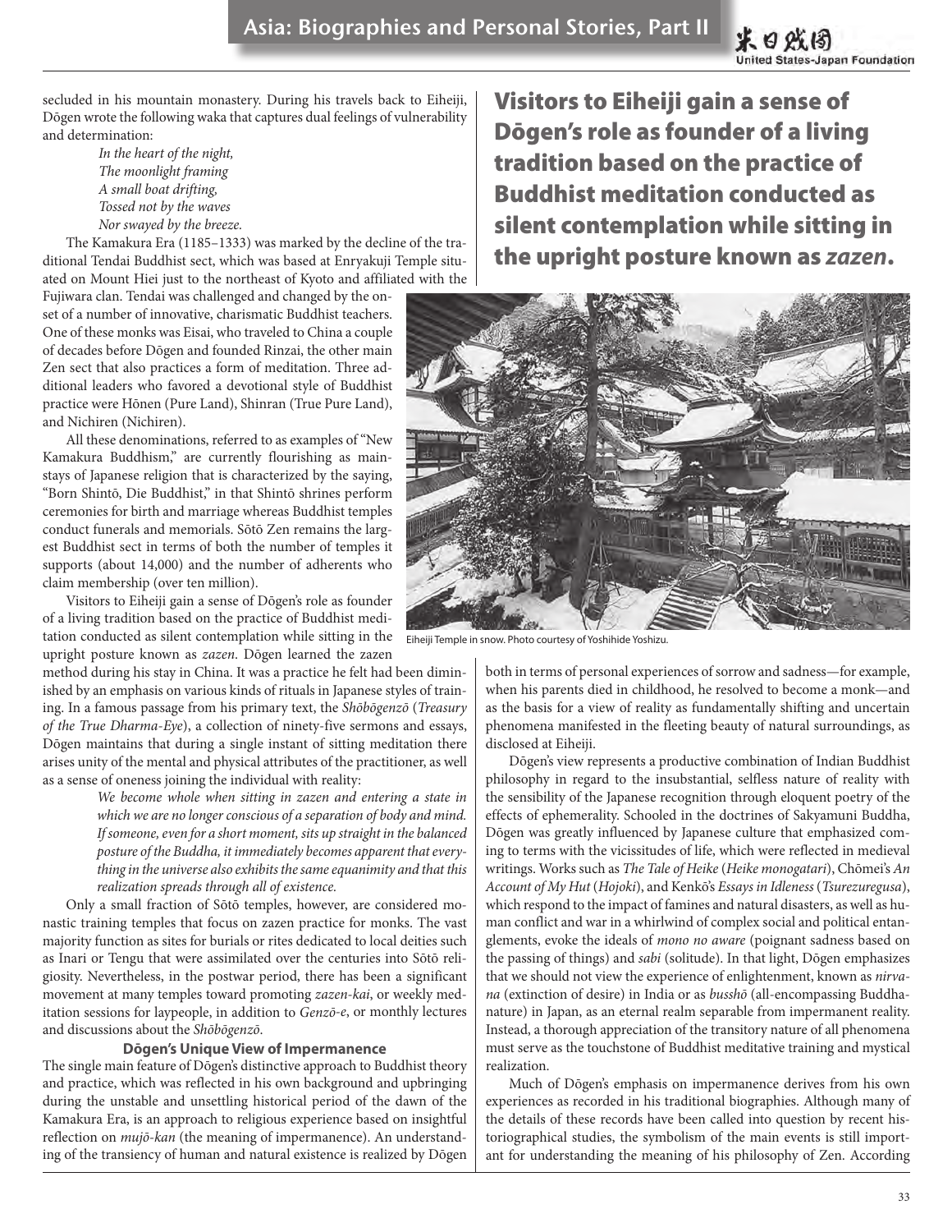secluded in his mountain monastery. During his travels back to Eiheiji, Dōgen wrote the following waka that captures dual feelings of vulnerability and determination:

> *In the heart of the night,*
> *The moonlight framing*
> *A small boat drifting,*
> *Tossed not by the waves*
> *Nor swayed by the breeze.*

The Kamakura Era (1185–1333) was marked by the decline of the traditional Tendai Buddhist sect, which was based at Enryakuji Temple situated on Mount Hiei just to the northeast of Kyoto and affiliated with the Fujiwara clan. Tendai was challenged and changed by the onset of a number of innovative, charismatic Buddhist teachers. One of these monks was Eisai, who traveled to China a couple of decades before Dōgen and founded Rinzai, the other main Zen sect that also practices a form of meditation. Three additional leaders who favored a devotional style of Buddhist practice were Hōnen (Pure Land), Shinran (True Pure Land), and Nichiren (Nichiren).

All these denominations, referred to as examples of "New Kamakura Buddhism," are currently flourishing as mainstays of Japanese religion that is characterized by the saying, "Born Shintō, Die Buddhist," in that Shintō shrines perform ceremonies for birth and marriage whereas Buddhist temples conduct funerals and memorials. Sōtō Zen remains the largest Buddhist sect in terms of both the number of temples it supports (about 14,000) and the number of adherents who claim membership (over ten million).

Visitors to Eiheiji gain a sense of Dōgen's role as founder of a living tradition based on the practice of Buddhist meditation conducted as silent contemplation while sitting in the upright posture known as *zazen*. Dōgen learned the zazen method during his stay in China. It was a practice he felt had been diminished by an emphasis on various kinds of rituals in Japanese styles of training. In a famous passage from his primary text, the *Shōbōgenzō* (*Treasury of the True Dharma-Eye*), a collection of ninety-five sermons and essays, Dōgen maintains that during a single instant of sitting meditation there arises unity of the mental and physical attributes of the practitioner, as well as a sense of oneness joining the individual with reality:

> *We become whole when sitting in zazen and entering a state in which we are no longer conscious of a separation of body and mind. If someone, even for a short moment, sits up straight in the balanced posture of the Buddha, it immediately becomes apparent that everything in the universe also exhibits the same equanimity and that this realization spreads through all of existence.*

Only a small fraction of Sōtō temples, however, are considered monastic training temples that focus on zazen practice for monks. The vast majority function as sites for burials or rites dedicated to local deities such as Inari or Tengu that were assimilated over the centuries into Sōtō religiosity. Nevertheless, in the postwar period, there has been a significant movement at many temples toward promoting *zazen-kai*, or weekly meditation sessions for laypeople, in addition to *Genzō-e*, or monthly lectures and discussions about the *Shōbōgenzō*.

**Visitors to Eiheiji gain a sense of Dōgen's role as founder of a living tradition based on the practice of Buddhist meditation conducted as silent contemplation while sitting in the upright posture known as *zazen*.**

Eiheiji Temple in snow. Photo courtesy of Yoshihide Yoshizu.

### Dōgen's Unique View of Impermanence

The single main feature of Dōgen's distinctive approach to Buddhist theory and practice, which was reflected in his own background and upbringing during the unstable and unsettling historical period of the dawn of the Kamakura Era, is an approach to religious experience based on insightful reflection on *mujō-kan* (the meaning of impermanence). An understanding of the transiency of human and natural existence is realized by Dōgen both in terms of personal experiences of sorrow and sadness—for example, when his parents died in childhood, he resolved to become a monk—and as the basis for a view of reality as fundamentally shifting and uncertain phenomena manifested in the fleeting beauty of natural surroundings, as disclosed at Eiheiji.

Dōgen's view represents a productive combination of Indian Buddhist philosophy in regard to the insubstantial, selfless nature of reality with the sensibility of the Japanese recognition through eloquent poetry of the effects of ephemerality. Schooled in the doctrines of Sakyamuni Buddha, Dōgen was greatly influenced by Japanese culture that emphasized coming to terms with the vicissitudes of life, which were reflected in medieval writings. Works such as *The Tale of Heike* (*Heike monogatari*), Chōmei's *An Account of My Hut* (*Hojoki*), and Kenkō's *Essays in Idleness* (*Tsurezuregusa*), which respond to the impact of famines and natural disasters, as well as human conflict and war in a whirlwind of complex social and political entanglements, evoke the ideals of *mono no aware* (poignant sadness based on the passing of things) and *sabi* (solitude). In that light, Dōgen emphasizes that we should not view the experience of enlightenment, known as *nirvana* (extinction of desire) in India or as *busshō* (all-encompassing Buddha-nature) in Japan, as an eternal realm separable from impermanent reality. Instead, a thorough appreciation of the transitory nature of all phenomena must serve as the touchstone of Buddhist meditative training and mystical realization.

Much of Dōgen's emphasis on impermanence derives from his own experiences as recorded in his traditional biographies. Although many of the details of these records have been called into question by recent historiographical studies, the symbolism of the main events is still important for understanding the meaning of his philosophy of Zen. According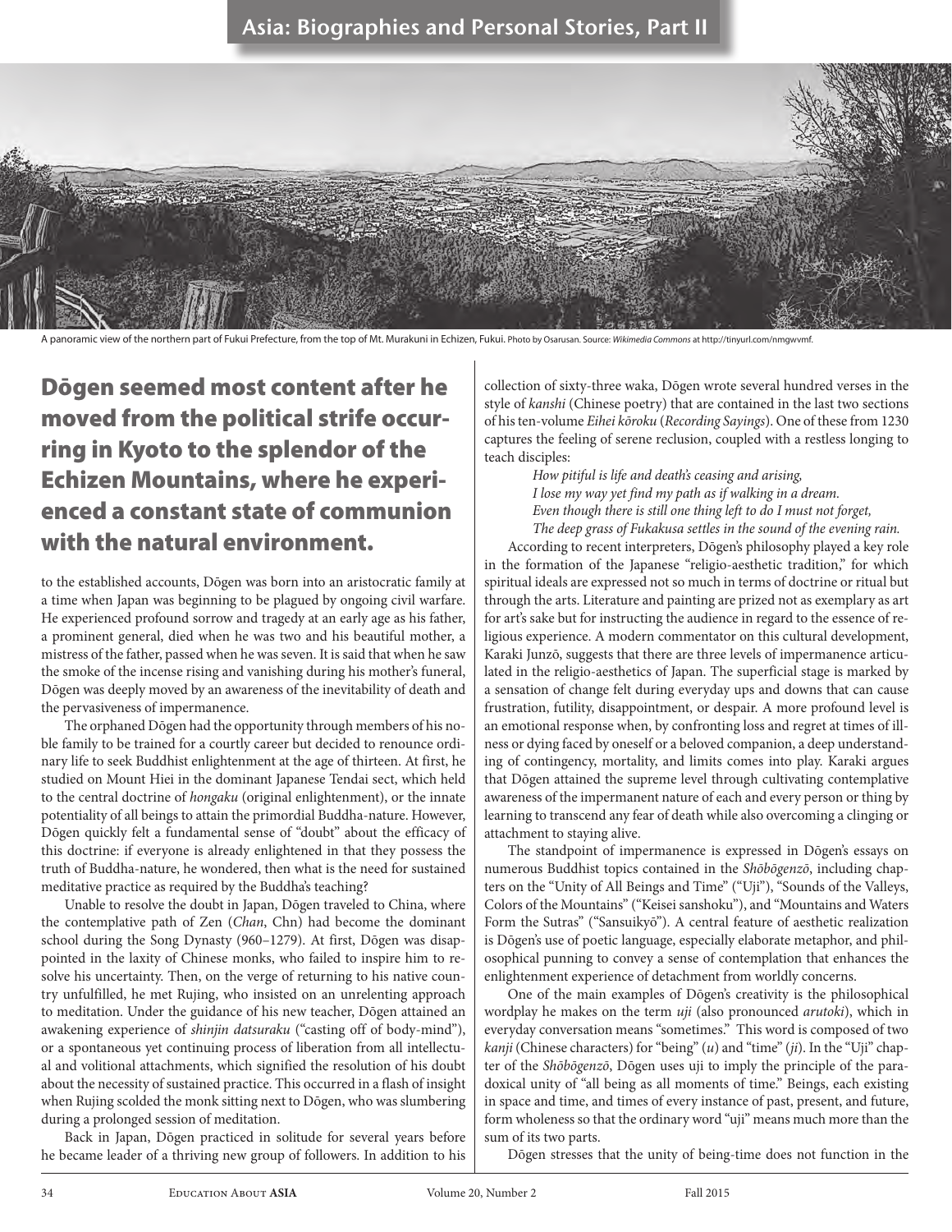A panoramic view of the northern part of Fukui Prefecture, from the top of Mt. Murakuni in Echizen, Fukui. Photo by Osarusan. Source: *Wikimedia Commons* at http://tinyurl.com/nmgwvmf.

**Dōgen seemed most content after he moved from the political strife occurring in Kyoto to the splendor of the Echizen Mountains, where he experienced a constant state of communion with the natural environment.**

to the established accounts, Dōgen was born into an aristocratic family at a time when Japan was beginning to be plagued by ongoing civil warfare. He experienced profound sorrow and tragedy at an early age as his father, a prominent general, died when he was two and his beautiful mother, a mistress of the father, passed when he was seven. It is said that when he saw the smoke of the incense rising and vanishing during his mother's funeral, Dōgen was deeply moved by an awareness of the inevitability of death and the pervasiveness of impermanence.

The orphaned Dōgen had the opportunity through members of his noble family to be trained for a courtly career but decided to renounce ordinary life to seek Buddhist enlightenment at the age of thirteen. At first, he studied on Mount Hiei in the dominant Japanese Tendai sect, which held to the central doctrine of *hongaku* (original enlightenment), or the innate potentiality of all beings to attain the primordial Buddha-nature. However, Dōgen quickly felt a fundamental sense of "doubt" about the efficacy of this doctrine: if everyone is already enlightened in that they possess the truth of Buddha-nature, he wondered, then what is the need for sustained meditative practice as required by the Buddha's teaching?

Unable to resolve the doubt in Japan, Dōgen traveled to China, where the contemplative path of Zen (*Chan*, Chn) had become the dominant school during the Song Dynasty (960–1279). At first, Dōgen was disappointed in the laxity of Chinese monks, who failed to inspire him to resolve his uncertainty. Then, on the verge of returning to his native country unfulfilled, he met Rujing, who insisted on an unrelenting approach to meditation. Under the guidance of his new teacher, Dōgen attained an awakening experience of *shinjin datsuraku* ("casting off of body-mind"), or a spontaneous yet continuing process of liberation from all intellectual and volitional attachments, which signified the resolution of his doubt about the necessity of sustained practice. This occurred in a flash of insight when Rujing scolded the monk sitting next to Dōgen, who was slumbering during a prolonged session of meditation.

Back in Japan, Dōgen practiced in solitude for several years before he became leader of a thriving new group of followers. In addition to his collection of sixty-three waka, Dōgen wrote several hundred verses in the style of *kanshi* (Chinese poetry) that are contained in the last two sections of his ten-volume *Eihei kōroku* (*Recording Sayings*). One of these from 1230 captures the feeling of serene reclusion, coupled with a restless longing to teach disciples:

> *How pitiful is life and death's ceasing and arising,*
> *I lose my way yet find my path as if walking in a dream.*
> *Even though there is still one thing left to do I must not forget,*
> *The deep grass of Fukakusa settles in the sound of the evening rain.*

According to recent interpreters, Dōgen's philosophy played a key role in the formation of the Japanese "religio-aesthetic tradition," for which spiritual ideals are expressed not so much in terms of doctrine or ritual but through the arts. Literature and painting are prized not as exemplary as art for art's sake but for instructing the audience in regard to the essence of religious experience. A modern commentator on this cultural development, Karaki Junzō, suggests that there are three levels of impermanence articulated in the religio-aesthetics of Japan. The superficial stage is marked by a sensation of change felt during everyday ups and downs that can cause frustration, futility, disappointment, or despair. A more profound level is an emotional response when, by confronting loss and regret at times of illness or dying faced by oneself or a beloved companion, a deep understanding of contingency, mortality, and limits comes into play. Karaki argues that Dōgen attained the supreme level through cultivating contemplative awareness of the impermanent nature of each and every person or thing by learning to transcend any fear of death while also overcoming a clinging or attachment to staying alive.

The standpoint of impermanence is expressed in Dōgen's essays on numerous Buddhist topics contained in the *Shōbōgenzō*, including chapters on the "Unity of All Beings and Time" ("Uji"), "Sounds of the Valleys, Colors of the Mountains" ("Keisei sanshoku"), and "Mountains and Waters Form the Sutras" ("Sansuikyō"). A central feature of aesthetic realization is Dōgen's use of poetic language, especially elaborate metaphor, and philosophical punning to convey a sense of contemplation that enhances the enlightenment experience of detachment from worldly concerns.

One of the main examples of Dōgen's creativity is the philosophical wordplay he makes on the term *uji* (also pronounced *arutoki*), which in everyday conversation means "sometimes." This word is composed of two *kanji* (Chinese characters) for "being" (*u*) and "time" (*ji*). In the "Uji" chapter of the *Shōbōgenzō*, Dōgen uses uji to imply the principle of the paradoxical unity of "all being as all moments of time." Beings, each existing in space and time, and times of every instance of past, present, and future, form wholeness so that the ordinary word "uji" means much more than the sum of its two parts.

Dōgen stresses that the unity of being-time does not function in the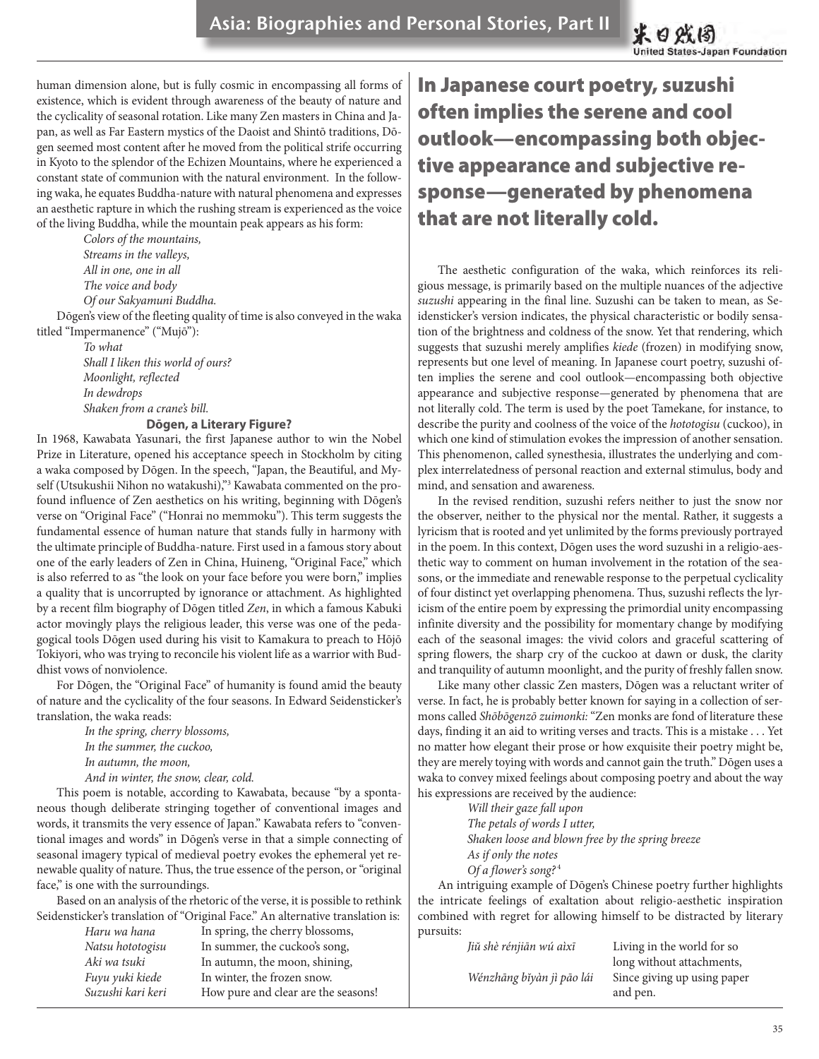human dimension alone, but is fully cosmic in encompassing all forms of existence, which is evident through awareness of the beauty of nature and the cyclicality of seasonal rotation. Like many Zen masters in China and Japan, as well as Far Eastern mystics of the Daoist and Shintō traditions, Dōgen seemed most content after he moved from the political strife occurring in Kyoto to the splendor of the Echizen Mountains, where he experienced a constant state of communion with the natural environment. In the following waka, he equates Buddha-nature with natural phenomena and expresses an aesthetic rapture in which the rushing stream is experienced as the voice of the living Buddha, while the mountain peak appears as his form:

*Colors of the mountains,*
*Streams in the valleys,*
*All in one, one in all*
*The voice and body*
*Of our Sakyamuni Buddha.*

Dōgen's view of the fleeting quality of time is also conveyed in the waka titled "Impermanence" ("Mujō"):

*To what*
*Shall I liken this world of ours?*
*Moonlight, reflected*
*In dewdrops*
*Shaken from a crane's bill.*

### Dōgen, a Literary Figure?

In 1968, Kawabata Yasunari, the first Japanese author to win the Nobel Prize in Literature, opened his acceptance speech in Stockholm by citing a waka composed by Dōgen. In the speech, "Japan, the Beautiful, and Myself (Utsukushii Nihon no watakushi),"[3] Kawabata commented on the profound influence of Zen aesthetics on his writing, beginning with Dōgen's verse on "Original Face" ("Honrai no memmoku"). This term suggests the fundamental essence of human nature that stands fully in harmony with the ultimate principle of Buddha-nature. First used in a famous story about one of the early leaders of Zen in China, Huineng, "Original Face," which is also referred to as "the look on your face before you were born," implies a quality that is uncorrupted by ignorance or attachment. As highlighted by a recent film biography of Dōgen titled *Zen*, in which a famous Kabuki actor movingly plays the religious leader, this verse was one of the pedagogical tools Dōgen used during his visit to Kamakura to preach to Hōjō Tokiyori, who was trying to reconcile his violent life as a warrior with Buddhist vows of nonviolence.

For Dōgen, the "Original Face" of humanity is found amid the beauty of nature and the cyclicality of the four seasons. In Edward Seidensticker's translation, the waka reads:

*In the spring, cherry blossoms,*
*In the summer, the cuckoo,*
*In autumn, the moon,*
*And in winter, the snow, clear, cold.*

This poem is notable, according to Kawabata, because "by a spontaneous though deliberate stringing together of conventional images and words, it transmits the very essence of Japan." Kawabata refers to "conventional images and words" in Dōgen's verse in that a simple connecting of seasonal imagery typical of medieval poetry evokes the ephemeral yet renewable quality of nature. Thus, the true essence of the person, or "original face," is one with the surroundings.

Based on an analysis of the rhetoric of the verse, it is possible to rethink Seidensticker's translation of "Original Face." An alternative translation is:

| | |
|---|---|
| *Haru wa hana* | In spring, the cherry blossoms, |
| *Natsu hototogisu* | In summer, the cuckoo's song, |
| *Aki wa tsuki* | In autumn, the moon, shining, |
| *Fuyu yuki kiede* | In winter, the frozen snow. |
| *Suzushi kari keri* | How pure and clear are the seasons! |

**In Japanese court poetry, suzushi often implies the serene and cool outlook—encompassing both objective appearance and subjective response—generated by phenomena that are not literally cold.**

The aesthetic configuration of the waka, which reinforces its religious message, is primarily based on the multiple nuances of the adjective *suzushi* appearing in the final line. Suzushi can be taken to mean, as Seidensticker's version indicates, the physical characteristic or bodily sensation of the brightness and coldness of the snow. Yet that rendering, which suggests that suzushi merely amplifies *kiede* (frozen) in modifying snow, represents but one level of meaning. In Japanese court poetry, suzushi often implies the serene and cool outlook—encompassing both objective appearance and subjective response—generated by phenomena that are not literally cold. The term is used by the poet Tamekane, for instance, to describe the purity and coolness of the voice of the *hototogisu* (cuckoo), in which one kind of stimulation evokes the impression of another sensation. This phenomenon, called synesthesia, illustrates the underlying and complex interrelatedness of personal reaction and external stimulus, body and mind, and sensation and awareness.

In the revised rendition, suzushi refers neither to just the snow nor the observer, neither to the physical nor the mental. Rather, it suggests a lyricism that is rooted and yet unlimited by the forms previously portrayed in the poem. In this context, Dōgen uses the word suzushi in a religio-aesthetic way to comment on human involvement in the rotation of the seasons, or the immediate and renewable response to the perpetual cyclicality of four distinct yet overlapping phenomena. Thus, suzushi reflects the lyricism of the entire poem by expressing the primordial unity encompassing infinite diversity and the possibility for momentary change by modifying each of the seasonal images: the vivid colors and graceful scattering of spring flowers, the sharp cry of the cuckoo at dawn or dusk, the clarity and tranquility of autumn moonlight, and the purity of freshly fallen snow.

Like many other classic Zen masters, Dōgen was a reluctant writer of verse. In fact, he is probably better known for saying in a collection of sermons called *Shōbōgenzō zuimonki:* "Zen monks are fond of literature these days, finding it an aid to writing verses and tracts. This is a mistake . . . Yet no matter how elegant their prose or how exquisite their poetry might be, they are merely toying with words and cannot gain the truth." Dōgen uses a waka to convey mixed feelings about composing poetry and about the way his expressions are received by the audience:

*Will their gaze fall upon*
*The petals of words I utter,*
*Shaken loose and blown free by the spring breeze*
*As if only the notes*
*Of a flower's song?*[4]

An intriguing example of Dōgen's Chinese poetry further highlights the intricate feelings of exaltation about religio-aesthetic inspiration combined with regret for allowing himself to be distracted by literary pursuits:

| | |
|---|---|
| *Jiǔ shè rénjiān wú àixī* | Living in the world for so long without attachments, |
| *Wénzhāng bǐyàn jì pāo lái* | Since giving up using paper and pen. |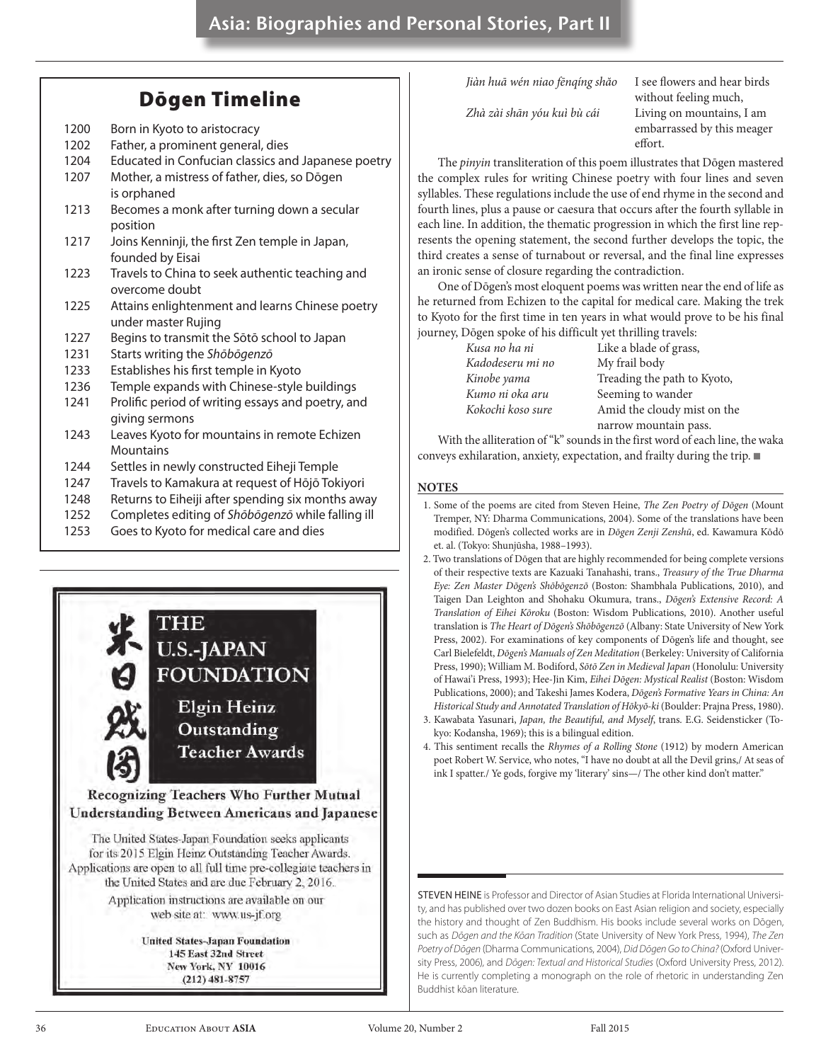## Dōgen Timeline

| | |
|---|---|
| 1200 | Born in Kyoto to aristocracy |
| 1202 | Father, a prominent general, dies |
| 1204 | Educated in Confucian classics and Japanese poetry |
| 1207 | Mother, a mistress of father, dies, so Dōgen is orphaned |
| 1213 | Becomes a monk after turning down a secular position |
| 1217 | Joins Kenninji, the first Zen temple in Japan, founded by Eisai |
| 1223 | Travels to China to seek authentic teaching and overcome doubt |
| 1225 | Attains enlightenment and learns Chinese poetry under master Rujing |
| 1227 | Begins to transmit the Sōtō school to Japan |
| 1231 | Starts writing the *Shōbōgenzō* |
| 1233 | Establishes his first temple in Kyoto |
| 1236 | Temple expands with Chinese-style buildings |
| 1241 | Prolific period of writing essays and poetry, and giving sermons |
| 1243 | Leaves Kyoto for mountains in remote Echizen Mountains |
| 1244 | Settles in newly constructed Eiheji Temple |
| 1247 | Travels to Kamakura at request of Hōjō Tokiyori |
| 1248 | Returns to Eiheiji after spending six months away |
| 1252 | Completes editing of *Shōbōgenzō* while falling ill |
| 1253 | Goes to Kyoto for medical care and dies |

THE U.S.-JAPAN FOUNDATION

Elgin Heinz Outstanding Teacher Awards

Recognizing Teachers Who Further Mutual Understanding Between Americans and Japanese

The United States-Japan Foundation seeks applicants for its 2015 Elgin Heinz Outstanding Teacher Awards. Applications are open to all full time pre-collegiate teachers in the United States and are due February 2, 2016.

Application instructions are available on our web site at: www.us-jf.org

United States-Japan Foundation
145 East 32nd Street
New York, NY 10016
(212) 481-8757

| | |
|---|---|
| *Jiàn huā wén niao fēngíng shǎo* | I see flowers and hear birds without feeling much, |
| *Zhà zài shān yóu kuì bù cái* | Living on mountains, I am embarrassed by this meager effort. |

The *pinyin* transliteration of this poem illustrates that Dōgen mastered the complex rules for writing Chinese poetry with four lines and seven syllables. These regulations include the use of end rhyme in the second and fourth lines, plus a pause or caesura that occurs after the fourth syllable in each line. In addition, the thematic progression in which the first line represents the opening statement, the second further develops the topic, the third creates a sense of turnabout or reversal, and the final line expresses an ironic sense of closure regarding the contradiction.

One of Dōgen's most eloquent poems was written near the end of life as he returned from Echizen to the capital for medical care. Making the trek to Kyoto for the first time in ten years in what would prove to be his final journey, Dōgen spoke of his difficult yet thrilling travels:

| | |
|---|---|
| *Kusa no ha ni* | Like a blade of grass, |
| *Kadodeseru mi no* | My frail body |
| *Kinobe yama* | Treading the path to Kyoto, |
| *Kumo ni oka aru* | Seeming to wander |
| *Kokochi koso sure* | Amid the cloudy mist on the narrow mountain pass. |

With the alliteration of "k" sounds in the first word of each line, the waka conveys exhilaration, anxiety, expectation, and frailty during the trip. ■

### NOTES

1. Some of the poems are cited from Steven Heine, *The Zen Poetry of Dōgen* (Mount Tremper, NY: Dharma Communications, 2004). Some of the translations have been modified. Dōgen's collected works are in *Dōgen Zenji Zenshū*, ed. Kawamura Kōdō et. al. (Tokyo: Shunjūsha, 1988–1993).
2. Two translations of Dōgen that are highly recommended for being complete versions of their respective texts are Kazuaki Tanahashi, trans., *Treasury of the True Dharma Eye: Zen Master Dōgen's Shōbōgenzō* (Boston: Shambhala Publications, 2010), and Taigen Dan Leighton and Shohaku Okumura, trans., *Dōgen's Extensive Record: A Translation of Eihei Kōroku* (Boston: Wisdom Publications, 2010). Another useful translation is *The Heart of Dōgen's Shōbōgenzō* (Albany: State University of New York Press, 2002). For examinations of key components of Dōgen's life and thought, see Carl Bielefeldt, *Dōgen's Manuals of Zen Meditation* (Berkeley: University of California Press, 1990); William M. Bodiford, *Sōtō Zen in Medieval Japan* (Honolulu: University of Hawai'i Press, 1993); Hee-Jin Kim, *Eihei Dōgen: Mystical Realist* (Boston: Wisdom Publications, 2000); and Takeshi James Kodera, *Dōgen's Formative Years in China: An Historical Study and Annotated Translation of Hōkyō-ki* (Boulder: Prajna Press, 1980).
3. Kawabata Yasunari, *Japan, the Beautiful, and Myself*, trans. E.G. Seidensticker (Tokyo: Kodansha, 1969); this is a bilingual edition.
4. This sentiment recalls the *Rhymes of a Rolling Stone* (1912) by modern American poet Robert W. Service, who notes, "I have no doubt at all the Devil grins,/ At seas of ink I spatter./ Ye gods, forgive my 'literary' sins—/ The other kind don't matter."

STEVEN HEINE is Professor and Director of Asian Studies at Florida International University, and has published over two dozen books on East Asian religion and society, especially the history and thought of Zen Buddhism. His books include several works on Dōgen, such as *Dōgen and the Kōan Tradition* (State University of New York Press, 1994), *The Zen Poetry of Dōgen* (Dharma Communications, 2004), *Did Dōgen Go to China?* (Oxford University Press, 2006), and *Dōgen: Textual and Historical Studies* (Oxford University Press, 2012). He is currently completing a monograph on the role of rhetoric in understanding Zen Buddhist kōan literature.